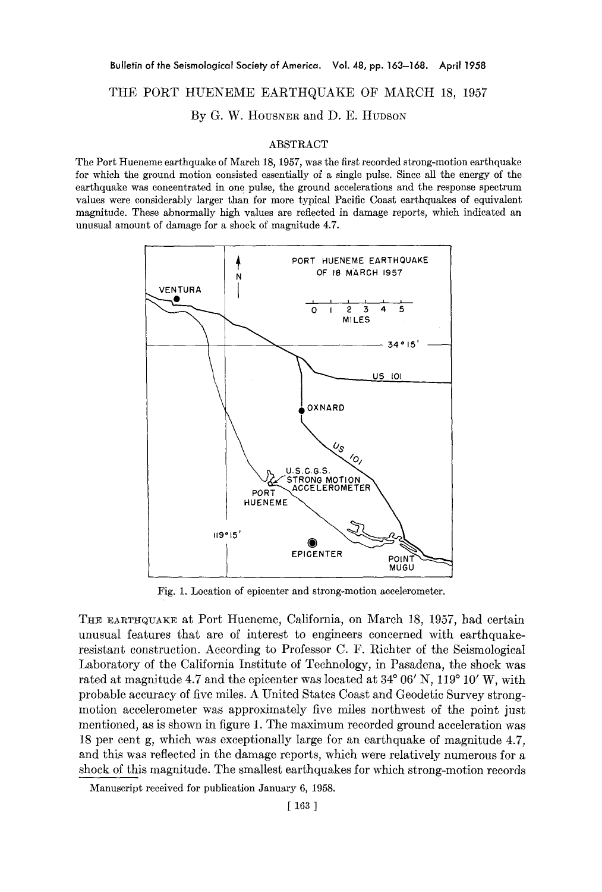# THE PORT HUENEME EARTHQUAKE OF MARCH 18, 1957

By G. W. Housner and D. E. Hudson

## ABSTRACT

The Port Hueneme earthquake of March 18, 1957, was the first recorded strong-motion earthquake for which the ground motion consisted essentially of a single pulse. Since all the energy of the earthquake was concentrated in one pulse, the ground accelerations and the response spectrum values were considerably larger than for more typical Pacific Coast earthquakes of equivalent magnitude. These abnormally high values are reflected in damage reports, which indicated an unusual amount of damage for a shock of magnitude 4.7.

Fig. 1. Location of epicenter and strong-motion accelerometer.

The earthquake at Port Hueneme, California, on March 18, 1957, had certain unusual features that are of interest to engineers concerned with earthquake-resistant construction. According to Professor C. F. Richter of the Seismological Laboratory of the California Institute of Technology, in Pasadena, the shock was rated at magnitude 4.7 and the epicenter was located at 34° 06′ N, 119° 10′ W, with probable accuracy of five miles. A United States Coast and Geodetic Survey strong-motion accelerometer was approximately five miles northwest of the point just mentioned, as is shown in figure 1. The maximum recorded ground acceleration was 18 per cent g, which was exceptionally large for an earthquake of magnitude 4.7, and this was reflected in the damage reports, which were relatively numerous for a shock of this magnitude. The smallest earthquakes for which strong-motion records

Manuscript received for publication January 6, 1958.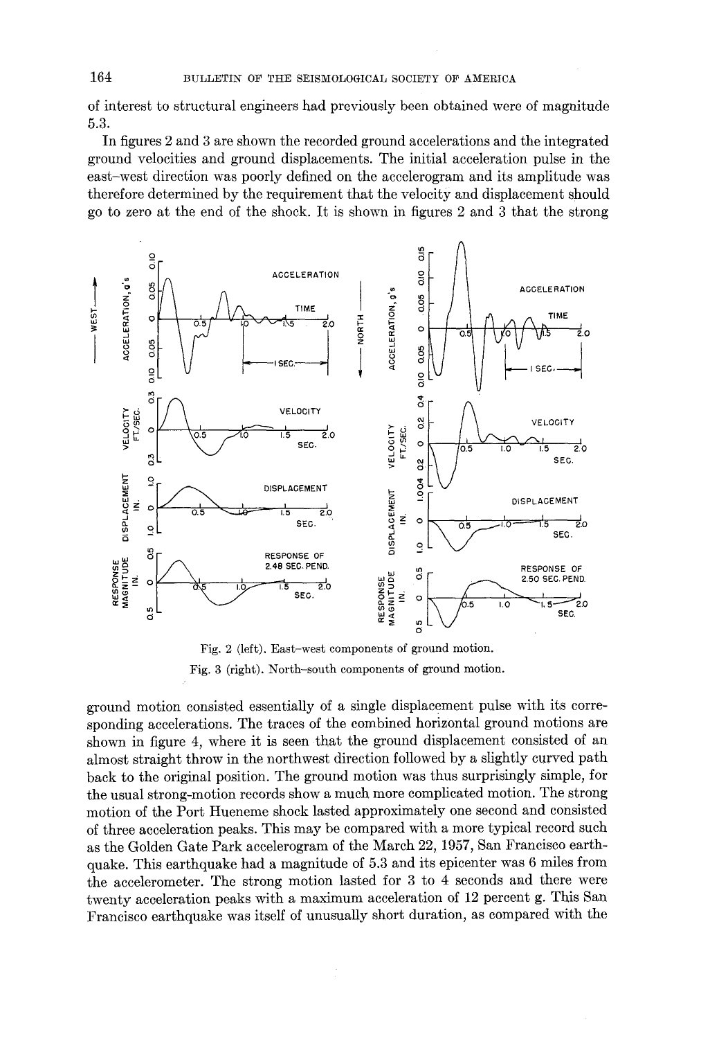of interest to structural engineers had previously been obtained were of magnitude 5.3.

In figures 2 and 3 are shown the recorded ground accelerations and the integrated ground velocities and ground displacements. The initial acceleration pulse in the east–west direction was poorly defined on the accelerogram and its amplitude was therefore determined by the requirement that the velocity and displacement should go to zero at the end of the shock. It is shown in figures 2 and 3 that the strong

Fig. 2 (left). East–west components of ground motion.

Fig. 3 (right). North–south components of ground motion.

ground motion consisted essentially of a single displacement pulse with its corresponding accelerations. The traces of the combined horizontal ground motions are shown in figure 4, where it is seen that the ground displacement consisted of an almost straight throw in the northwest direction followed by a slightly curved path back to the original position. The ground motion was thus surprisingly simple, for the usual strong-motion records show a much more complicated motion. The strong motion of the Port Hueneme shock lasted approximately one second and consisted of three acceleration peaks. This may be compared with a more typical record such as the Golden Gate Park accelerogram of the March 22, 1957, San Francisco earthquake. This earthquake had a magnitude of 5.3 and its epicenter was 6 miles from the accelerometer. The strong motion lasted for 3 to 4 seconds and there were twenty acceleration peaks with a maximum acceleration of 12 percent g. This San Francisco earthquake was itself of unusually short duration, as compared with the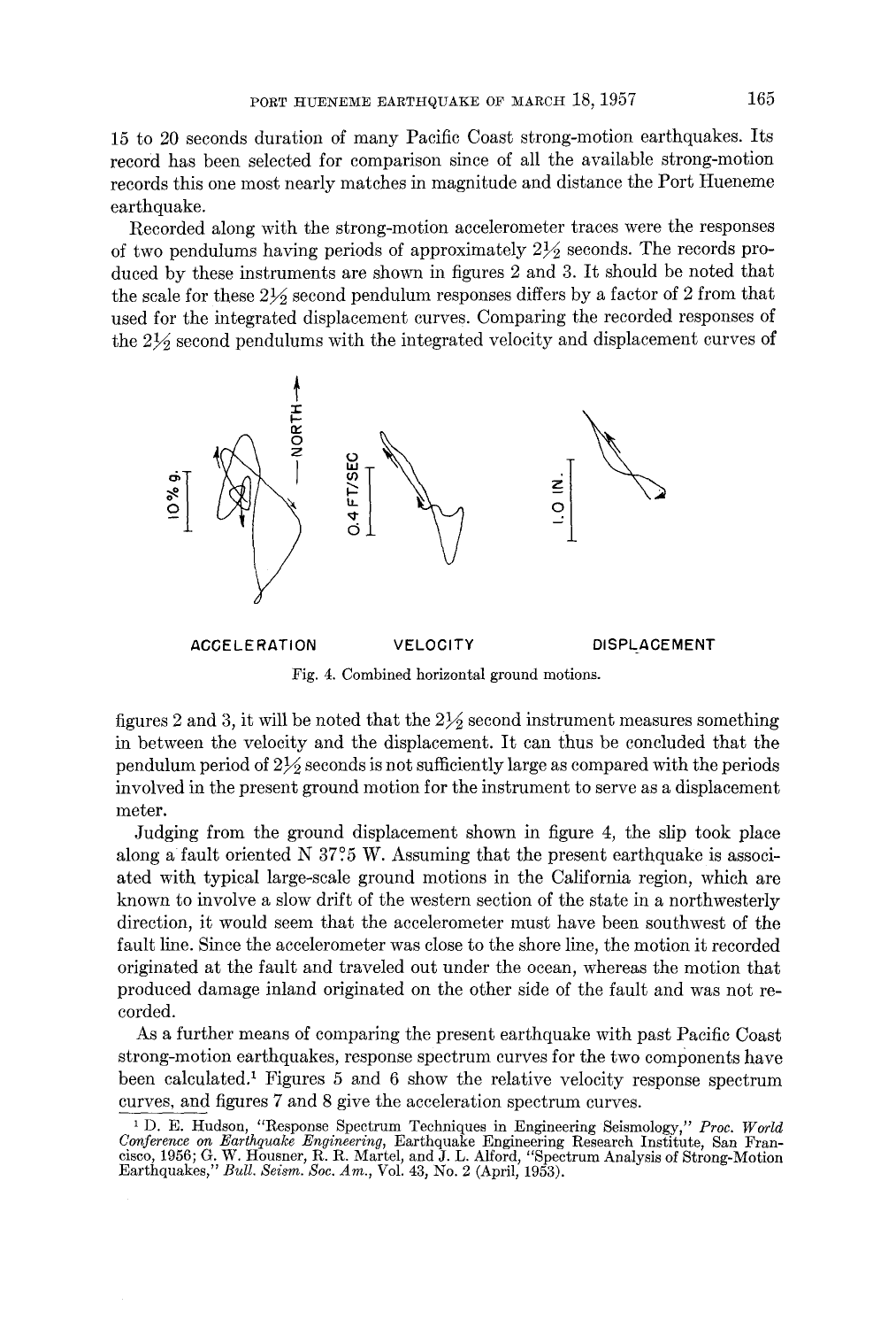15 to 20 seconds duration of many Pacific Coast strong-motion earthquakes. Its record has been selected for comparison since of all the available strong-motion records this one most nearly matches in magnitude and distance the Port Hueneme earthquake.

Recorded along with the strong-motion accelerometer traces were the responses of two pendulums having periods of approximately 2½ seconds. The records produced by these instruments are shown in figures 2 and 3. It should be noted that the scale for these 2½ second pendulum responses differs by a factor of 2 from that used for the integrated displacement curves. Comparing the recorded responses of the 2½ second pendulums with the integrated velocity and displacement curves of figures 2 and 3, it will be noted that the 2½ second instrument measures something in between the velocity and the displacement. It can thus be concluded that the pendulum period of 2½ seconds is not sufficiently large as compared with the periods involved in the present ground motion for the instrument to serve as a displacement meter.

Fig. 4. Combined horizontal ground motions.

Judging from the ground displacement shown in figure 4, the slip took place along a fault oriented N 37°.5 W. Assuming that the present earthquake is associated with typical large-scale ground motions in the California region, which are known to involve a slow drift of the western section of the state in a northwesterly direction, it would seem that the accelerometer must have been southwest of the fault line. Since the accelerometer was close to the shore line, the motion it recorded originated at the fault and traveled out under the ocean, whereas the motion that produced damage inland originated on the other side of the fault and was not recorded.

As a further means of comparing the present earthquake with past Pacific Coast strong-motion earthquakes, response spectrum curves for the two components have been calculated.[1] Figures 5 and 6 show the relative velocity response spectrum curves, and figures 7 and 8 give the acceleration spectrum curves.

[1] D. E. Hudson, "Response Spectrum Techniques in Engineering Seismology," *Proc. World Conference on Earthquake Engineering*, Earthquake Engineering Research Institute, San Francisco, 1956; G. W. Housner, R. R. Martel, and J. L. Alford, "Spectrum Analysis of Strong-Motion Earthquakes," *Bull. Seism. Soc. Am.*, Vol. 43, No. 2 (April, 1953).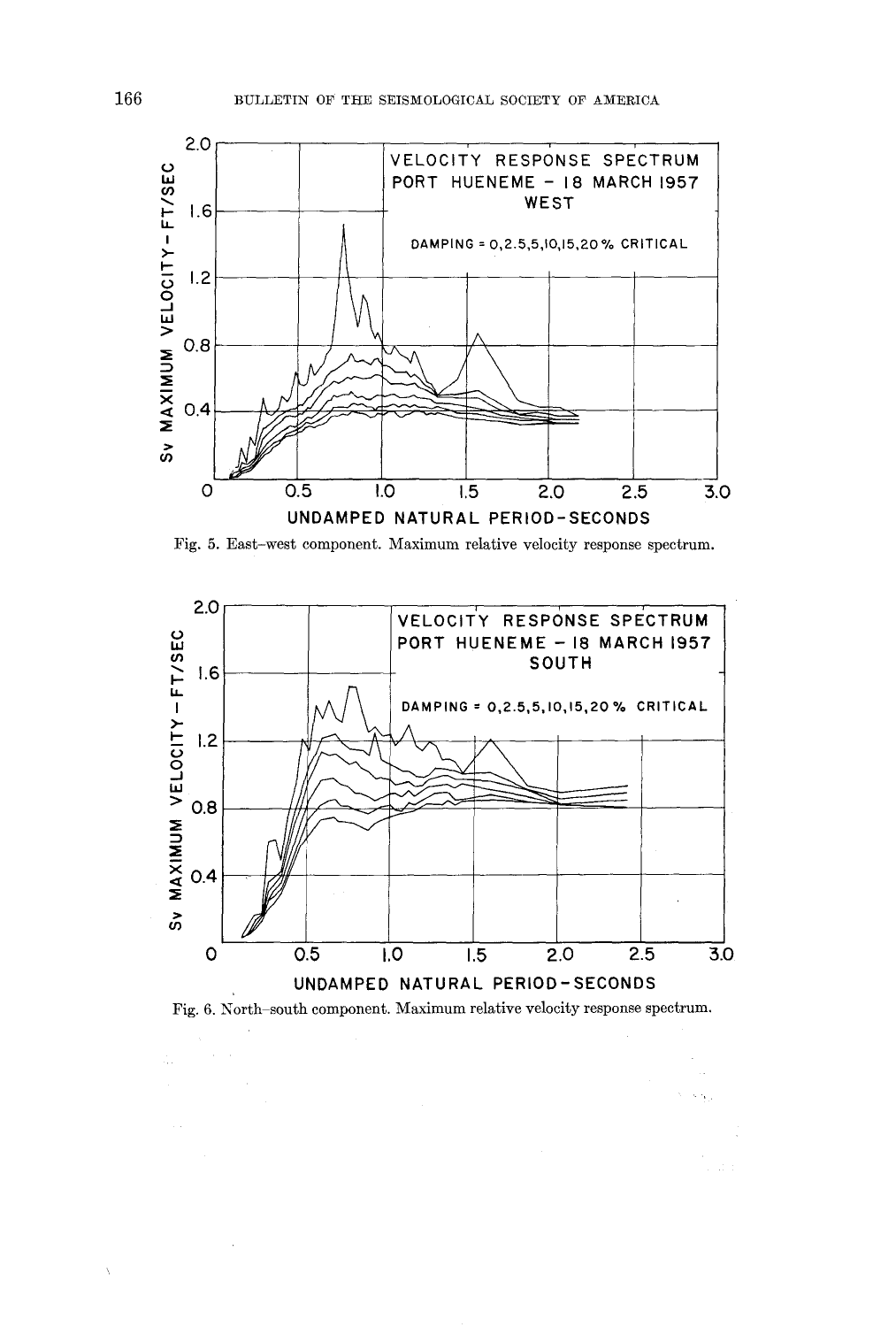Fig. 5. East–west component. Maximum relative velocity response spectrum.

Fig. 6. North–south component. Maximum relative velocity response spectrum.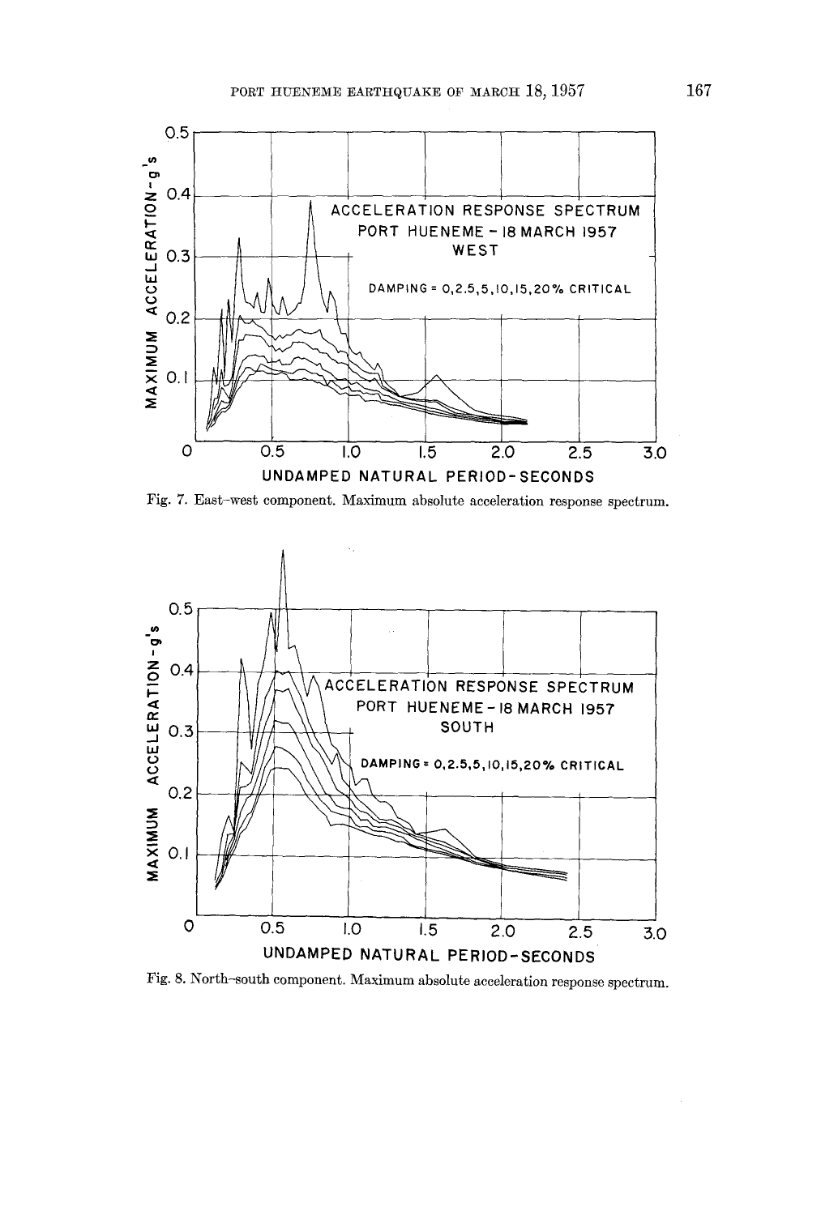Fig. 7. East–west component. Maximum absolute acceleration response spectrum.

Fig. 8. North–south component. Maximum absolute acceleration response spectrum.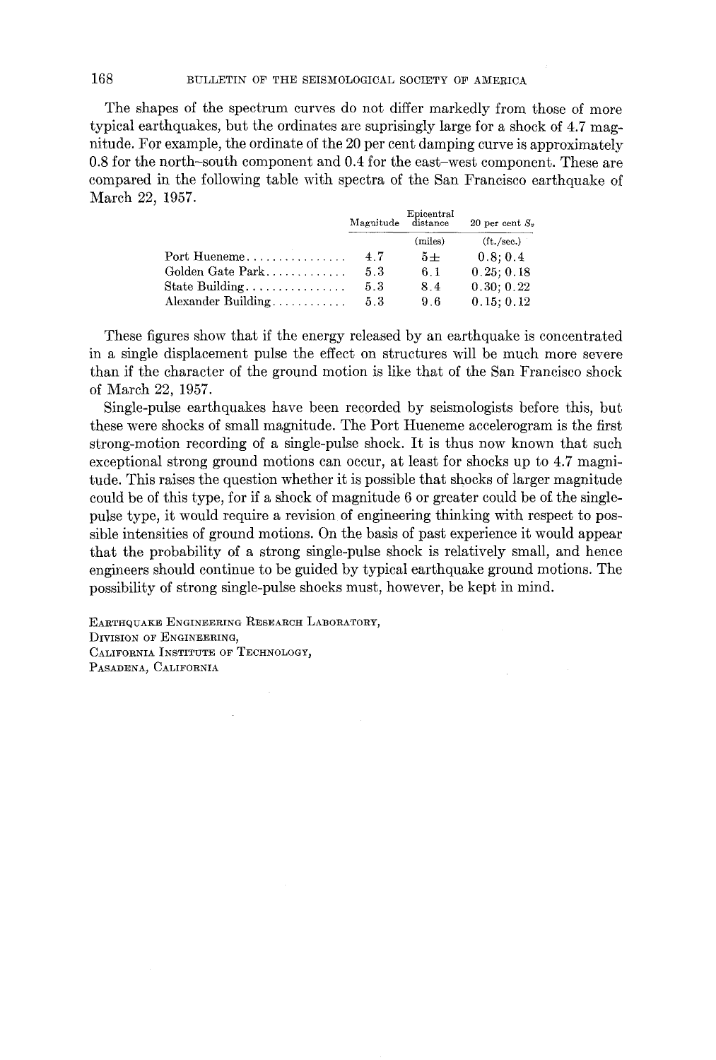The shapes of the spectrum curves do not differ markedly from those of more typical earthquakes, but the ordinates are suprisingly large for a shock of 4.7 magnitude. For example, the ordinate of the 20 per cent damping curve is approximately 0.8 for the north–south component and 0.4 for the east–west component. These are compared in the following table with spectra of the San Francisco earthquake of March 22, 1957.

| | Magnitude | Epicentral distance | 20 per cent $S_v$ |
|---|---|---|---|
| | | (miles) | (ft./sec.) |
| Port Hueneme | 4.7 | 5± | 0.8; 0.4 |
| Golden Gate Park | 5.3 | 6.1 | 0.25; 0.18 |
| State Building | 5.3 | 8.4 | 0.30; 0.22 |
| Alexander Building | 5.3 | 9.6 | 0.15; 0.12 |

These figures show that if the energy released by an earthquake is concentrated in a single displacement pulse the effect on structures will be much more severe than if the character of the ground motion is like that of the San Francisco shock of March 22, 1957.

Single-pulse earthquakes have been recorded by seismologists before this, but these were shocks of small magnitude. The Port Hueneme accelerogram is the first strong-motion recording of a single-pulse shock. It is thus now known that such exceptional strong ground motions can occur, at least for shocks up to 4.7 magnitude. This raises the question whether it is possible that shocks of larger magnitude could be of this type, for if a shock of magnitude 6 or greater could be of the single-pulse type, it would require a revision of engineering thinking with respect to possible intensities of ground motions. On the basis of past experience it would appear that the probability of a strong single-pulse shock is relatively small, and hence engineers should continue to be guided by typical earthquake ground motions. The possibility of strong single-pulse shocks must, however, be kept in mind.

Earthquake Engineering Research Laboratory,
Division of Engineering,
California Institute of Technology,
Pasadena, California